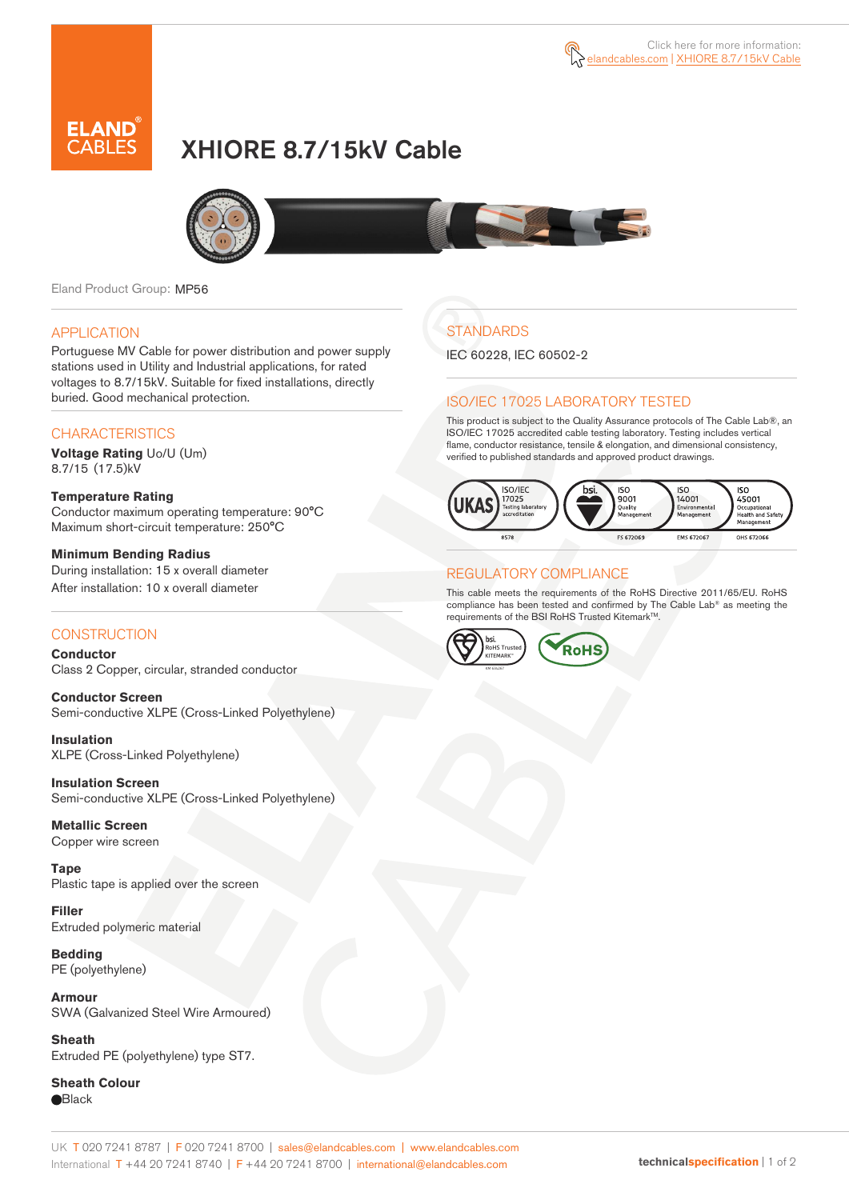Click here for more information: elandcables.com | XHIORE 8.7/15kV Cable

# XHIORE 8.7/15kV Cable

Eland Product Group: MP56

## APPLICATION

Portuguese MV Cable for power distribution and power supply stations used in Utility and Industrial applications, for rated voltages to 8.7/15kV. Suitable for fixed installations, directly buried. Good mechanical protection.

## CHARACTERISTICS

**Voltage Rating** Uo/U (Um)
8.7/15 (17.5)kV

**Temperature Rating**
Conductor maximum operating temperature: 90°C
Maximum short-circuit temperature: 250°C

**Minimum Bending Radius**
During installation: 15 x overall diameter
After installation: 10 x overall diameter

## CONSTRUCTION

**Conductor**
Class 2 Copper, circular, stranded conductor

**Conductor Screen**
Semi-conductive XLPE (Cross-Linked Polyethylene)

**Insulation**
XLPE (Cross-Linked Polyethylene)

**Insulation Screen**
Semi-conductive XLPE (Cross-Linked Polyethylene)

**Metallic Screen**
Copper wire screen

**Tape**
Plastic tape is applied over the screen

**Filler**
Extruded polymeric material

**Bedding**
PE (polyethylene)

**Armour**
SWA (Galvanized Steel Wire Armoured)

**Sheath**
Extruded PE (polyethylene) type ST7.

**Sheath Colour**
●Black

## STANDARDS

IEC 60228, IEC 60502-2

## ISO/IEC 17025 LABORATORY TESTED

This product is subject to the Quality Assurance protocols of The Cable Lab®, an ISO/IEC 17025 accredited cable testing laboratory. Testing includes vertical flame, conductor resistance, tensile & elongation, and dimensional consistency, verified to published standards and approved product drawings.

UKAS ISO/IEC 17025 Testing laboratory accreditation 8578 | bsi. ISO 9001 Quality Management FS 672069 | ISO 14001 Environmental Management EMS 672067 | ISO 45001 Occupational Health and Safety Management OHS 672066

## REGULATORY COMPLIANCE

This cable meets the requirements of the RoHS Directive 2011/65/EU. RoHS compliance has been tested and confirmed by The Cable Lab® as meeting the requirements of the BSI RoHS Trusted Kitemark™.

bsi. RoHS Trusted KITEMARK™ | RoHS

UK T 020 7241 8787 | F 020 7241 8700 | sales@elandcables.com | www.elandcables.com
International T +44 20 7241 8740 | F +44 20 7241 8700 | international@elandcables.com

technicalspecification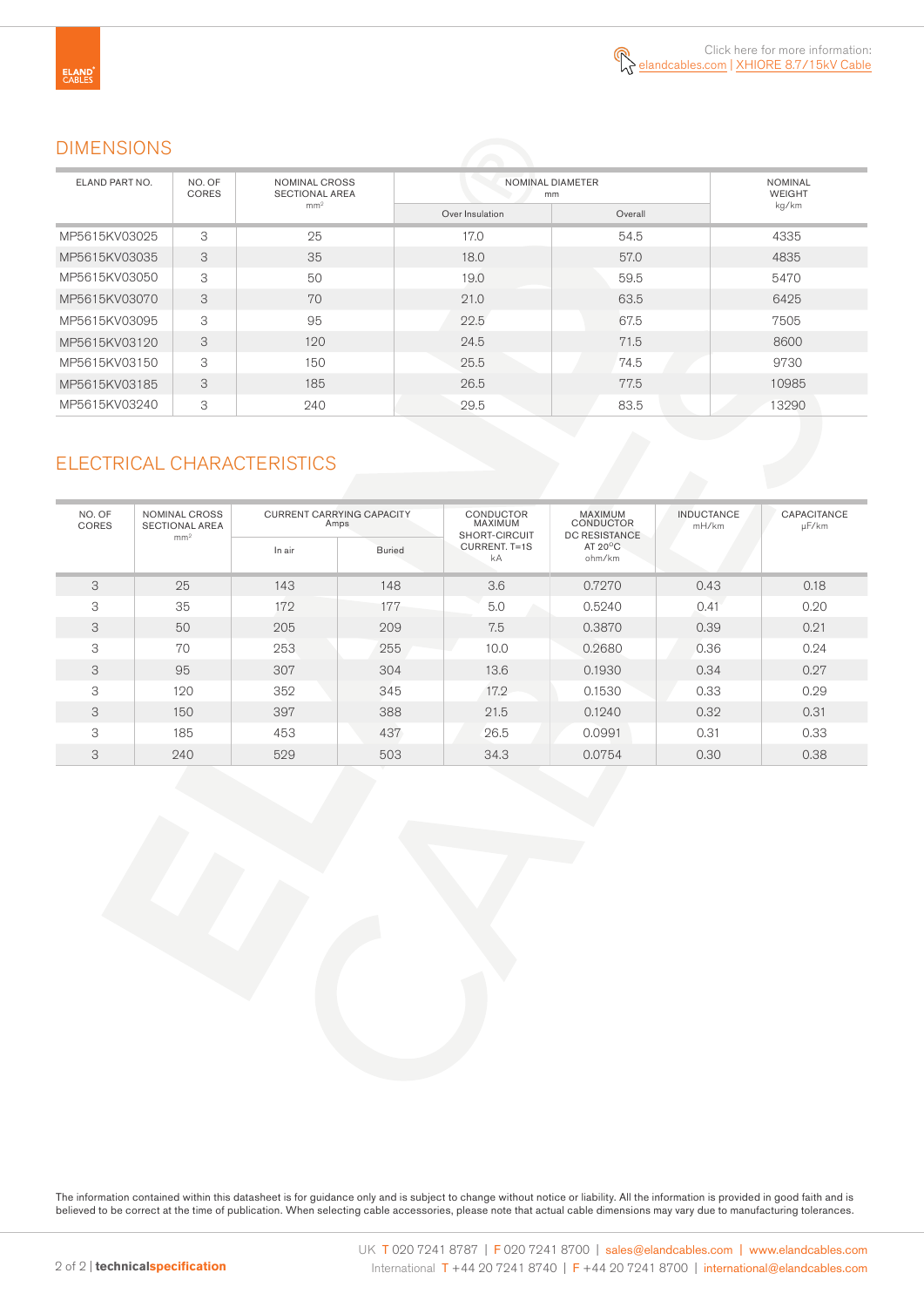Click here for more information:
elandcables.com | XHIORE 8.7/15kV Cable

## DIMENSIONS

| ELAND PART NO. | NO. OF CORES | NOMINAL CROSS SECTIONAL AREA mm² | NOMINAL DIAMETER mm | | NOMINAL WEIGHT kg/km |
|---|---|---|---|---|---|
| | | | Over Insulation | Overall | |
| MP5615KV03025 | 3 | 25 | 17.0 | 54.5 | 4335 |
| MP5615KV03035 | 3 | 35 | 18.0 | 57.0 | 4835 |
| MP5615KV03050 | 3 | 50 | 19.0 | 59.5 | 5470 |
| MP5615KV03070 | 3 | 70 | 21.0 | 63.5 | 6425 |
| MP5615KV03095 | 3 | 95 | 22.5 | 67.5 | 7505 |
| MP5615KV03120 | 3 | 120 | 24.5 | 71.5 | 8600 |
| MP5615KV03150 | 3 | 150 | 25.5 | 74.5 | 9730 |
| MP5615KV03185 | 3 | 185 | 26.5 | 77.5 | 10985 |
| MP5615KV03240 | 3 | 240 | 29.5 | 83.5 | 13290 |

## ELECTRICAL CHARACTERISTICS

| NO. OF CORES | NOMINAL CROSS SECTIONAL AREA mm² | CURRENT CARRYING CAPACITY Amps | | CONDUCTOR MAXIMUM SHORT-CIRCUIT CURRENT. T=1S kA | MAXIMUM CONDUCTOR DC RESISTANCE AT 20°C ohm/km | INDUCTANCE mH/km | CAPACITANCE μF/km |
|---|---|---|---|---|---|---|---|
| | | In air | Buried | | | | |
| 3 | 25 | 143 | 148 | 3.6 | 0.7270 | 0.43 | 0.18 |
| 3 | 35 | 172 | 177 | 5.0 | 0.5240 | 0.41 | 0.20 |
| 3 | 50 | 205 | 209 | 7.5 | 0.3870 | 0.39 | 0.21 |
| 3 | 70 | 253 | 255 | 10.0 | 0.2680 | 0.36 | 0.24 |
| 3 | 95 | 307 | 304 | 13.6 | 0.1930 | 0.34 | 0.27 |
| 3 | 120 | 352 | 345 | 17.2 | 0.1530 | 0.33 | 0.29 |
| 3 | 150 | 397 | 388 | 21.5 | 0.1240 | 0.32 | 0.31 |
| 3 | 185 | 453 | 437 | 26.5 | 0.0991 | 0.31 | 0.33 |
| 3 | 240 | 529 | 503 | 34.3 | 0.0754 | 0.30 | 0.38 |

The information contained within this datasheet is for guidance only and is subject to change without notice or liability. All the information is provided in good faith and is believed to be correct at the time of publication. When selecting cable accessories, please note that actual cable dimensions may vary due to manufacturing tolerances.

UK T 020 7241 8787 | F 020 7241 8700 | sales@elandcables.com | www.elandcables.com
International T +44 20 7241 8740 | F +44 20 7241 8700 | international@elandcables.com